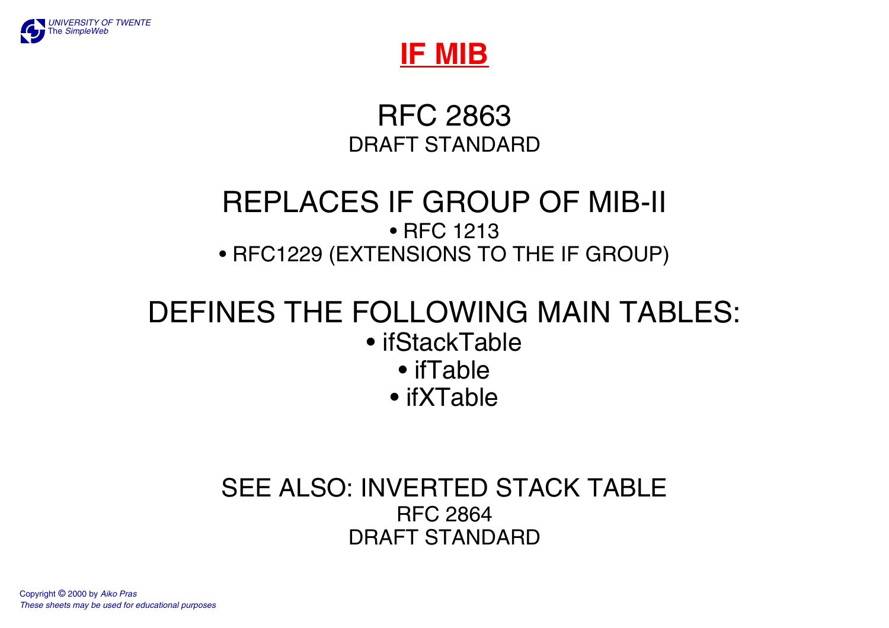# IF MIB

RFC 2863
DRAFT STANDARD

## REPLACES IF GROUP OF MIB-II

- RFC 1213
- RFC1229 (EXTENSIONS TO THE IF GROUP)

## DEFINES THE FOLLOWING MAIN TABLES:

- ifStackTable
- ifTable
- ifXTable

## SEE ALSO: INVERTED STACK TABLE

RFC 2864
DRAFT STANDARD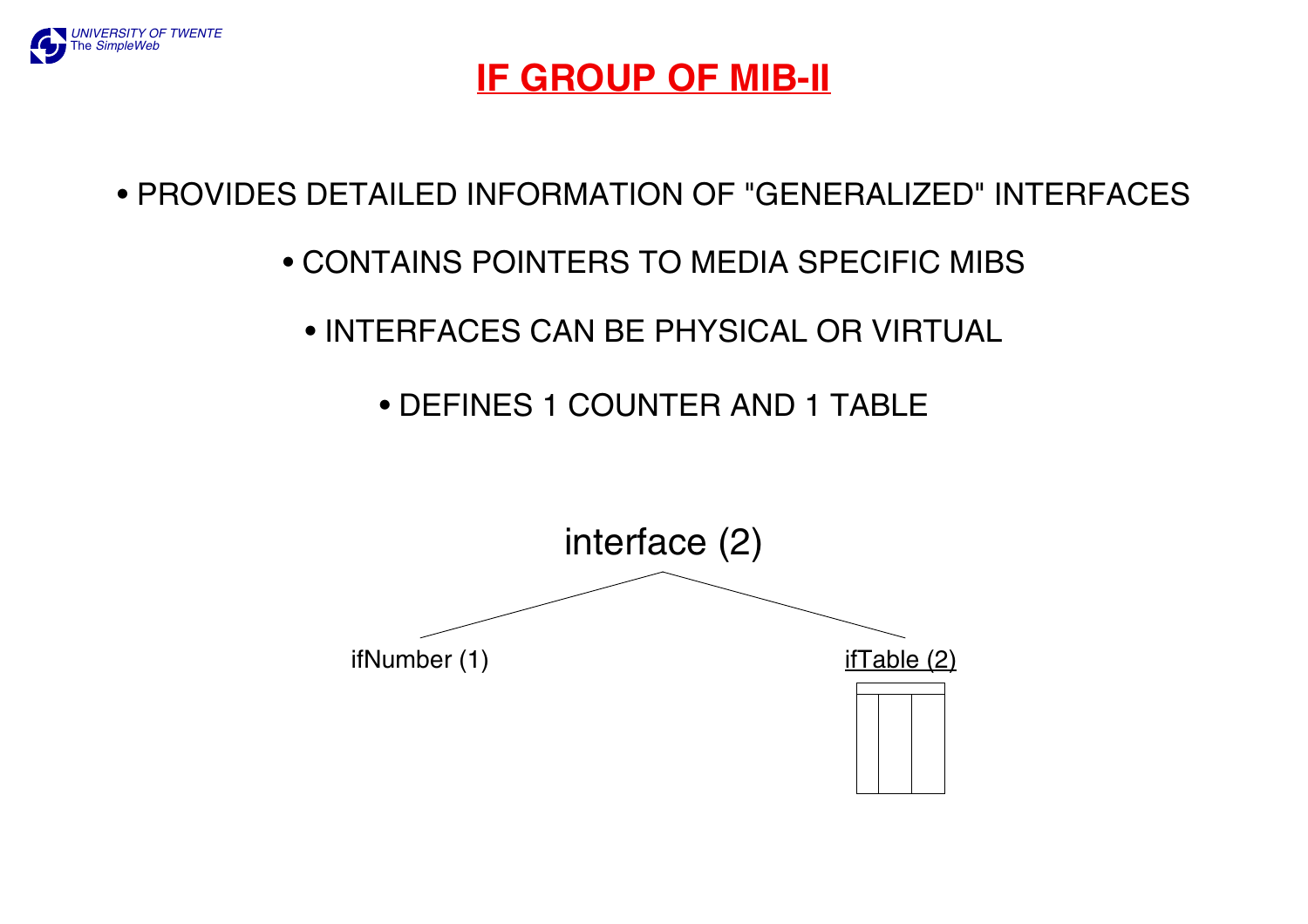# IF GROUP OF MIB-II

- PROVIDES DETAILED INFORMATION OF "GENERALIZED" INTERFACES
- CONTAINS POINTERS TO MEDIA SPECIFIC MIBS
- INTERFACES CAN BE PHYSICAL OR VIRTUAL
- DEFINES 1 COUNTER AND 1 TABLE

interface (2)

ifNumber (1)

ifTable (2)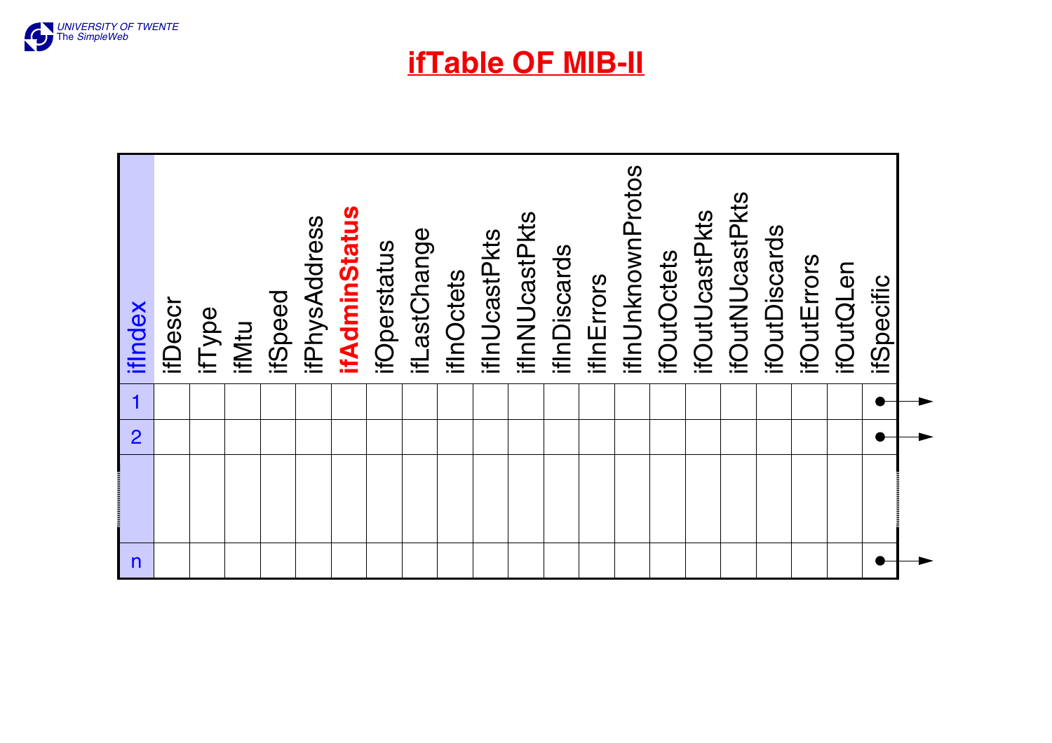# ifTable OF MIB-II

| ifIndex | ifDescr | ifType | ifMtu | ifSpeed | ifPhysAddress | **ifAdminStatus** | ifOperstatus | ifLastChange | ifInOctets | ifInUcastPkts | ifInNUcastPkts | ifInDiscards | ifInErrors | ifInUnknownProtos | ifOutOctets | ifOutUcastPkts | ifOutNUcastPkts | ifOutDiscards | ifOutErrors | ifOutQLen | ifSpecific |
|---|---|---|---|---|---|---|---|---|---|---|---|---|---|---|---|---|---|---|---|---|---|
| 1 | | | | | | | | | | | | | | | | | | | | | ● → |
| 2 | | | | | | | | | | | | | | | | | | | | | ● → |
| | | | | | | | | | | | | | | | | | | | | | |
| n | | | | | | | | | | | | | | | | | | | | | ● → |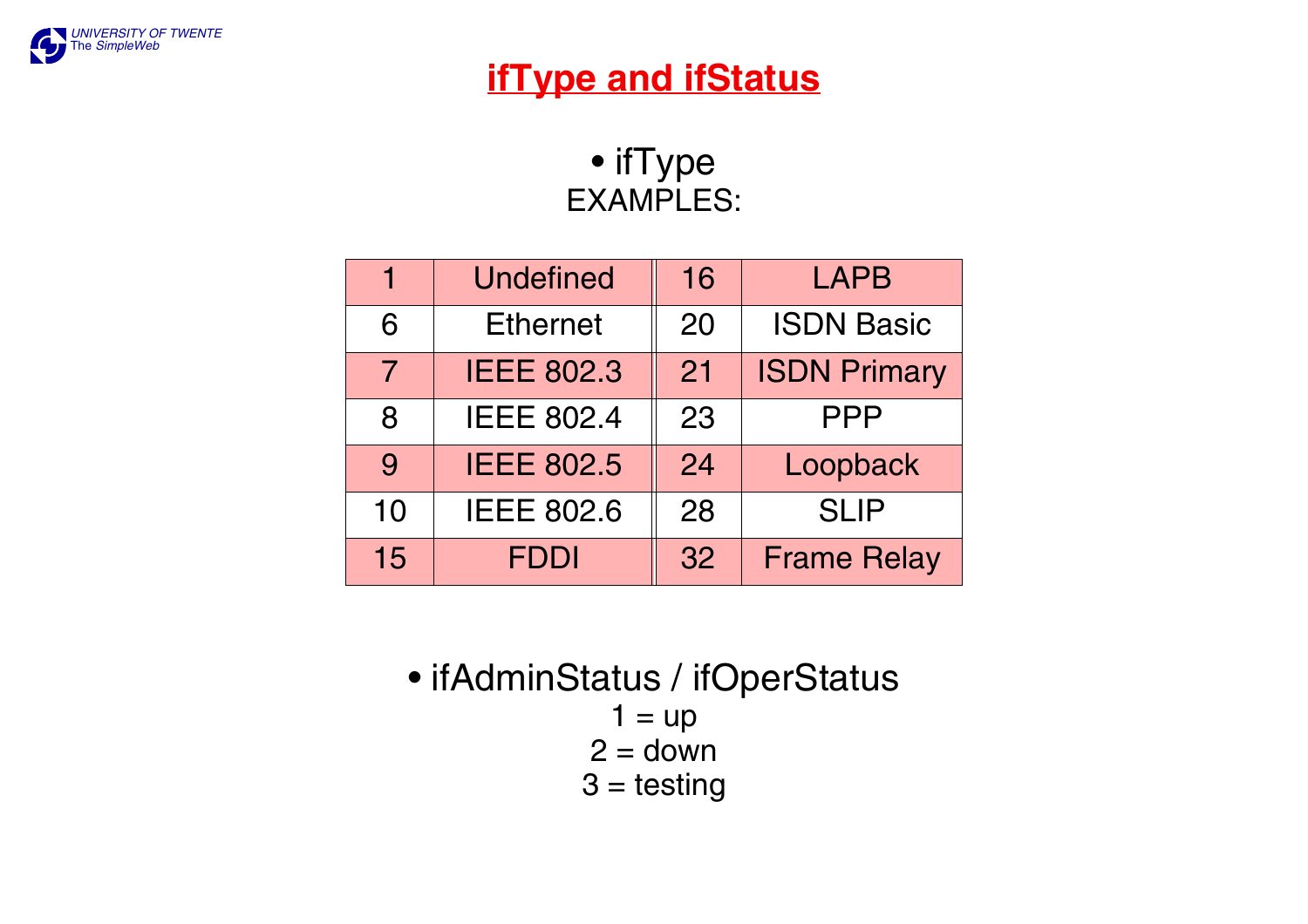# ifType and ifStatus

- ifType

EXAMPLES:

| | | | |
|---|---|---|---|
| 1 | Undefined | 16 | LAPB |
| 6 | Ethernet | 20 | ISDN Basic |
| 7 | IEEE 802.3 | 21 | ISDN Primary |
| 8 | IEEE 802.4 | 23 | PPP |
| 9 | IEEE 802.5 | 24 | Loopback |
| 10 | IEEE 802.6 | 28 | SLIP |
| 15 | FDDI | 32 | Frame Relay |

- ifAdminStatus / ifOperStatus

1 = up
2 = down
3 = testing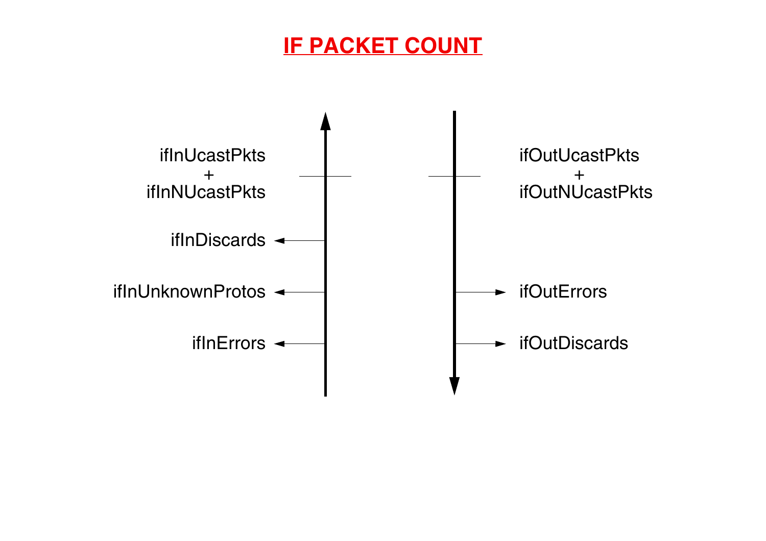# IF PACKET COUNT

ifInUcastPkts
+
ifInNUcastPkts

ifInDiscards

ifInUnknownProtos

ifInErrors

ifOutUcastPkts
+
ifOutNUcastPkts

ifOutErrors

ifOutDiscards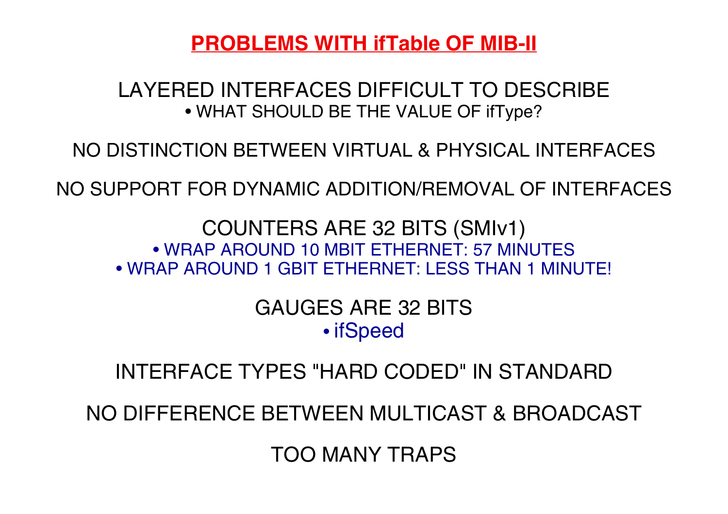# PROBLEMS WITH ifTable OF MIB-II

LAYERED INTERFACES DIFFICULT TO DESCRIBE

- WHAT SHOULD BE THE VALUE OF ifType?

NO DISTINCTION BETWEEN VIRTUAL & PHYSICAL INTERFACES

NO SUPPORT FOR DYNAMIC ADDITION/REMOVAL OF INTERFACES

COUNTERS ARE 32 BITS (SMIv1)

- WRAP AROUND 10 MBIT ETHERNET: 57 MINUTES
- WRAP AROUND 1 GBIT ETHERNET: LESS THAN 1 MINUTE!

GAUGES ARE 32 BITS

- ifSpeed

INTERFACE TYPES "HARD CODED" IN STANDARD

NO DIFFERENCE BETWEEN MULTICAST & BROADCAST

TOO MANY TRAPS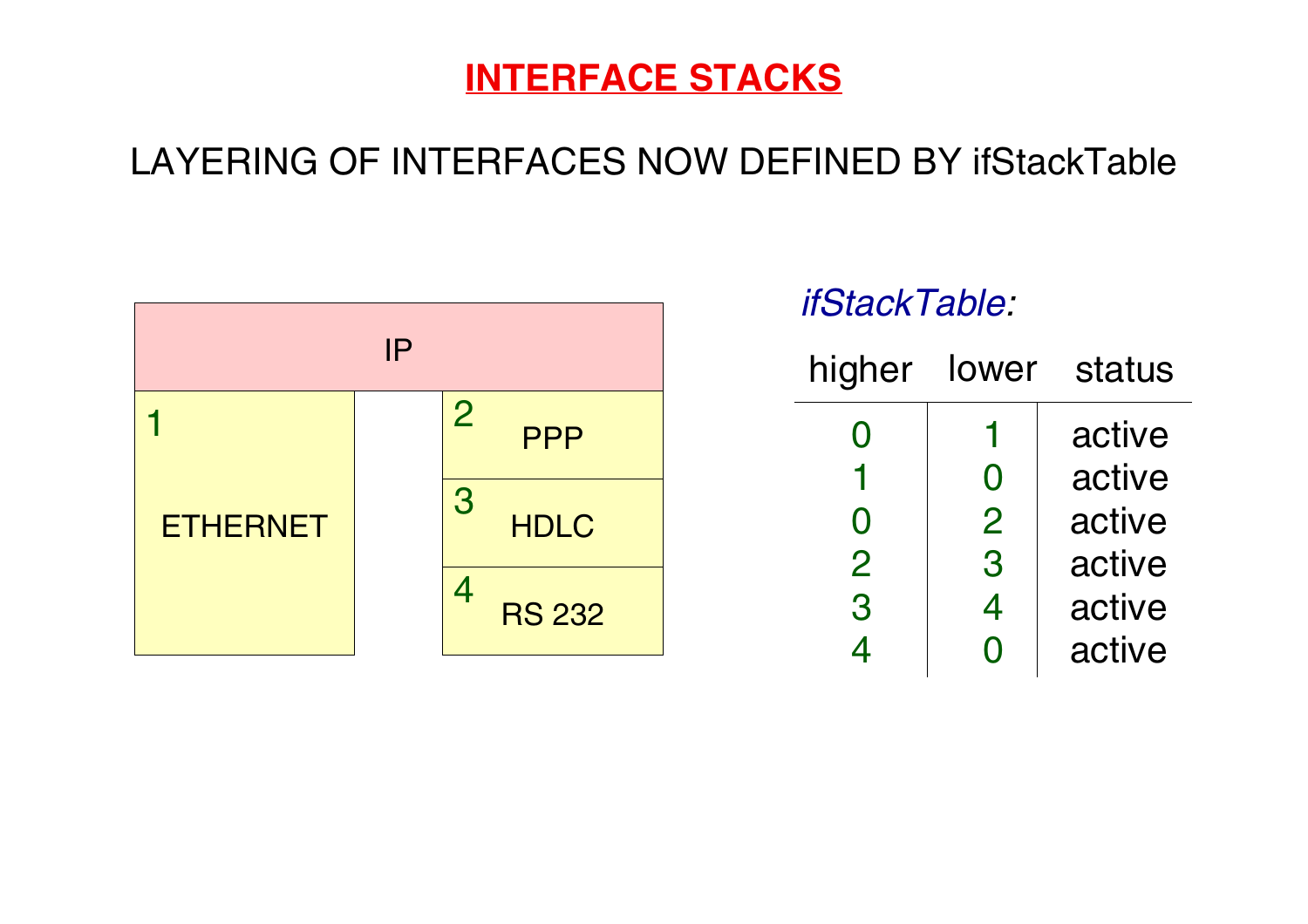# INTERFACE STACKS

LAYERING OF INTERFACES NOW DEFINED BY ifStackTable

| IP | | |
|---|---|---|
| 1 ETHERNET | | 2 PPP |
| | | 3 HDLC |
| | | 4 RS 232 |

*ifStackTable:*

| higher | lower | status |
|---|---|---|
| 0 | 1 | active |
| 1 | 0 | active |
| 0 | 2 | active |
| 2 | 3 | active |
| 3 | 4 | active |
| 4 | 0 | active |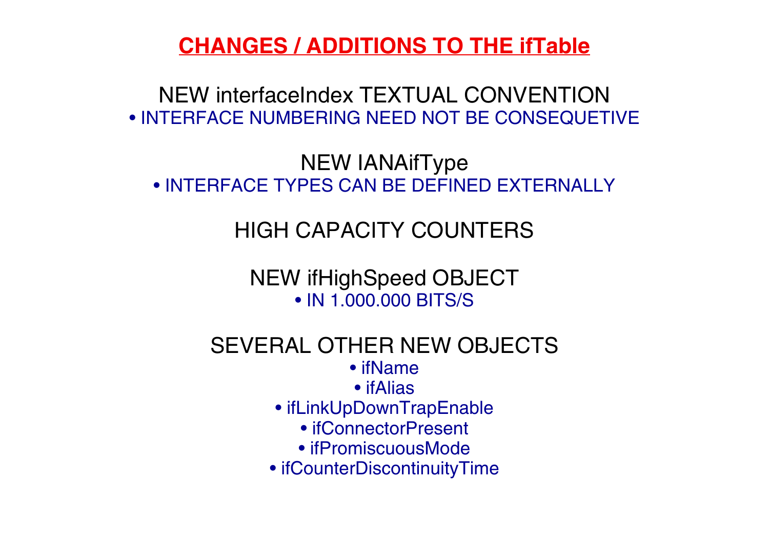# CHANGES / ADDITIONS TO THE ifTable

NEW interfaceIndex TEXTUAL CONVENTION

- INTERFACE NUMBERING NEED NOT BE CONSEQUETIVE

NEW IANAifType

- INTERFACE TYPES CAN BE DEFINED EXTERNALLY

HIGH CAPACITY COUNTERS

NEW ifHighSpeed OBJECT

- IN 1.000.000 BITS/S

SEVERAL OTHER NEW OBJECTS

- ifName
- ifAlias
- ifLinkUpDownTrapEnable
- ifConnectorPresent
- ifPromiscuousMode
- ifCounterDiscontinuityTime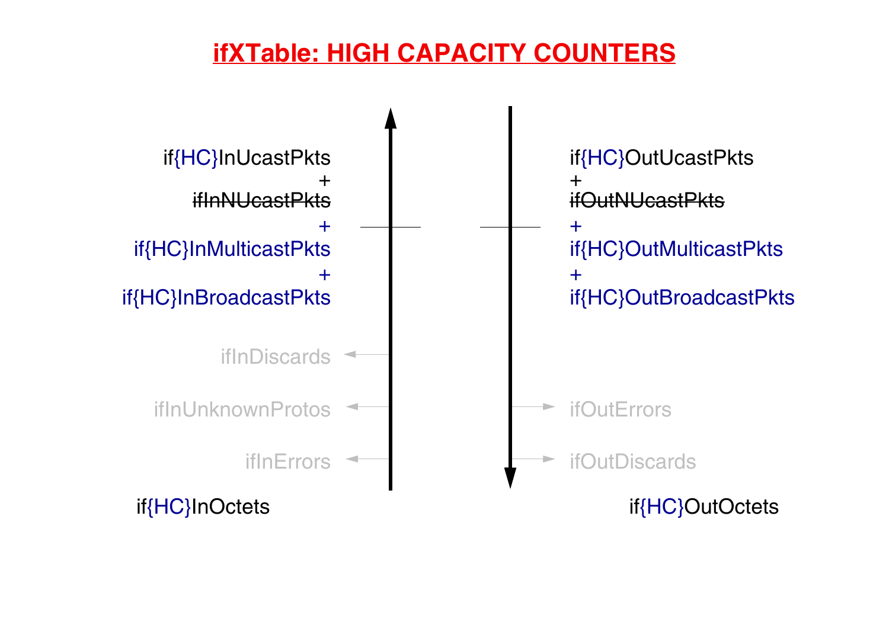# ifXTable: HIGH CAPACITY COUNTERS

if{HC}InUcastPkts
+
~~ifInNUcastPkts~~
+
if{HC}InMulticastPkts
+
if{HC}InBroadcastPkts

ifInDiscards

ifInUnknownProtos

ifInErrors

if{HC}InOctets

if{HC}OutUcastPkts
+
~~ifOutNUcastPkts~~
+
if{HC}OutMulticastPkts
+
if{HC}OutBroadcastPkts

ifOutErrors

ifOutDiscards

if{HC}OutOctets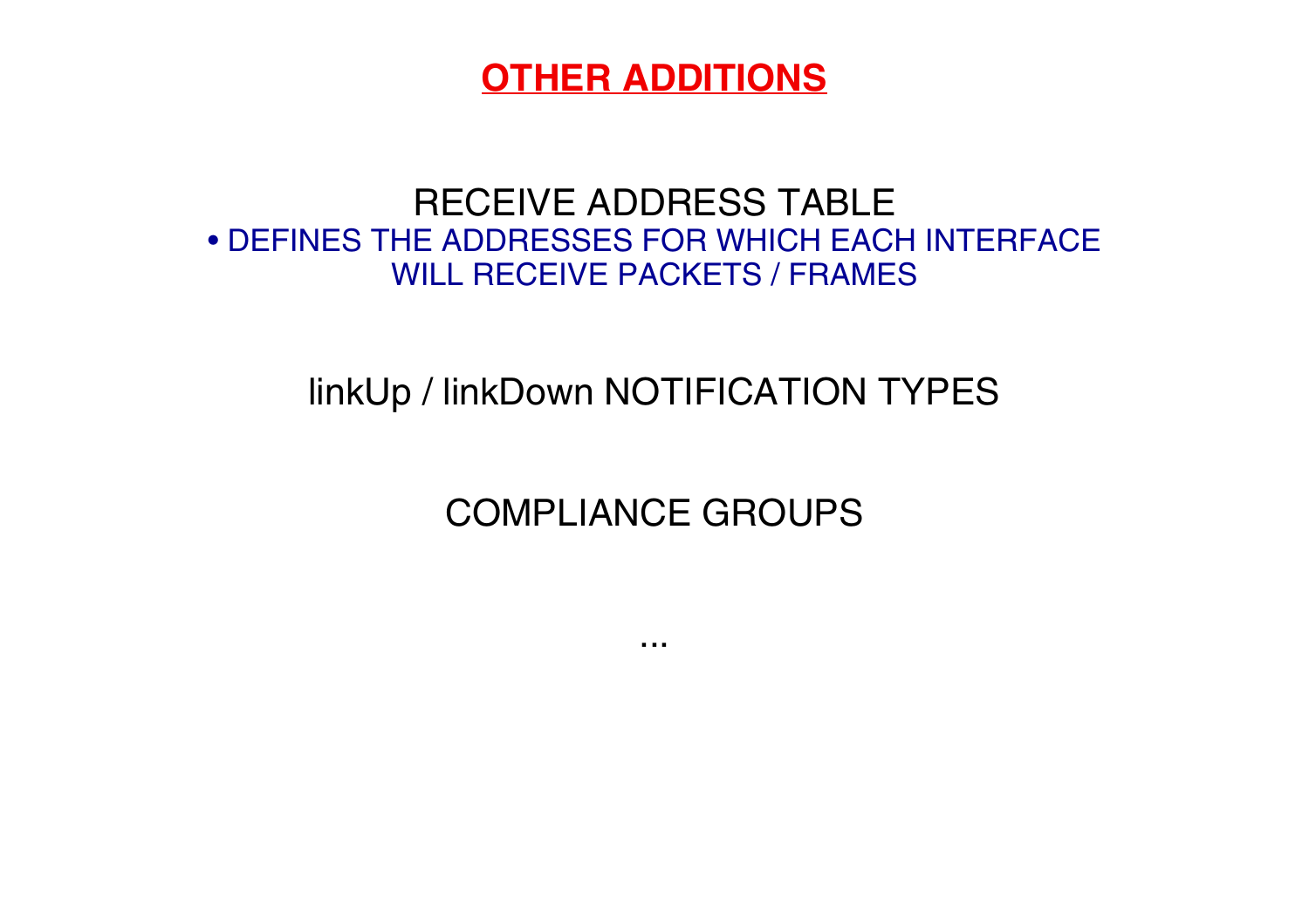# OTHER ADDITIONS

RECEIVE ADDRESS TABLE

- DEFINES THE ADDRESSES FOR WHICH EACH INTERFACE WILL RECEIVE PACKETS / FRAMES

linkUp / linkDown NOTIFICATION TYPES

COMPLIANCE GROUPS

...